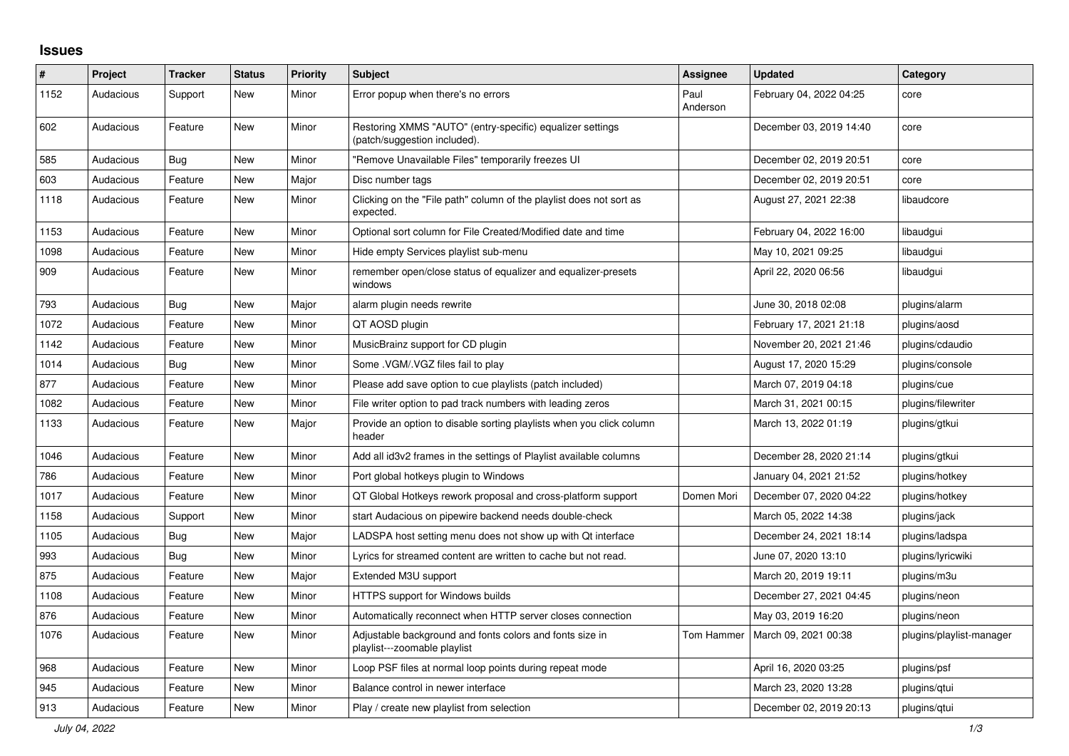## Issues

| # | Project | Tracker | Status | Priority | Subject | Assignee | Updated | Category |
|---|---|---|---|---|---|---|---|---|
| 1152 | Audacious | Support | New | Minor | Error popup when there's no errors | Paul Anderson | February 04, 2022 04:25 | core |
| 602 | Audacious | Feature | New | Minor | Restoring XMMS "AUTO" (entry-specific) equalizer settings (patch/suggestion included). | | December 03, 2019 14:40 | core |
| 585 | Audacious | Bug | New | Minor | "Remove Unavailable Files" temporarily freezes UI | | December 02, 2019 20:51 | core |
| 603 | Audacious | Feature | New | Major | Disc number tags | | December 02, 2019 20:51 | core |
| 1118 | Audacious | Feature | New | Minor | Clicking on the "File path" column of the playlist does not sort as expected. | | August 27, 2021 22:38 | libaudcore |
| 1153 | Audacious | Feature | New | Minor | Optional sort column for File Created/Modified date and time | | February 04, 2022 16:00 | libaudgui |
| 1098 | Audacious | Feature | New | Minor | Hide empty Services playlist sub-menu | | May 10, 2021 09:25 | libaudgui |
| 909 | Audacious | Feature | New | Minor | remember open/close status of equalizer and equalizer-presets windows | | April 22, 2020 06:56 | libaudgui |
| 793 | Audacious | Bug | New | Major | alarm plugin needs rewrite | | June 30, 2018 02:08 | plugins/alarm |
| 1072 | Audacious | Feature | New | Minor | QT AOSD plugin | | February 17, 2021 21:18 | plugins/aosd |
| 1142 | Audacious | Feature | New | Minor | MusicBrainz support for CD plugin | | November 20, 2021 21:46 | plugins/cdaudio |
| 1014 | Audacious | Bug | New | Minor | Some .VGM/.VGZ files fail to play | | August 17, 2020 15:29 | plugins/console |
| 877 | Audacious | Feature | New | Minor | Please add save option to cue playlists (patch included) | | March 07, 2019 04:18 | plugins/cue |
| 1082 | Audacious | Feature | New | Minor | File writer option to pad track numbers with leading zeros | | March 31, 2021 00:15 | plugins/filewriter |
| 1133 | Audacious | Feature | New | Major | Provide an option to disable sorting playlists when you click column header | | March 13, 2022 01:19 | plugins/gtkui |
| 1046 | Audacious | Feature | New | Minor | Add all id3v2 frames in the settings of Playlist available columns | | December 28, 2020 21:14 | plugins/gtkui |
| 786 | Audacious | Feature | New | Minor | Port global hotkeys plugin to Windows | | January 04, 2021 21:52 | plugins/hotkey |
| 1017 | Audacious | Feature | New | Minor | QT Global Hotkeys rework proposal and cross-platform support | Domen Mori | December 07, 2020 04:22 | plugins/hotkey |
| 1158 | Audacious | Support | New | Minor | start Audacious on pipewire backend needs double-check | | March 05, 2022 14:38 | plugins/jack |
| 1105 | Audacious | Bug | New | Major | LADSPA host setting menu does not show up with Qt interface | | December 24, 2021 18:14 | plugins/ladspa |
| 993 | Audacious | Bug | New | Minor | Lyrics for streamed content are written to cache but not read. | | June 07, 2020 13:10 | plugins/lyricwiki |
| 875 | Audacious | Feature | New | Major | Extended M3U support | | March 20, 2019 19:11 | plugins/m3u |
| 1108 | Audacious | Feature | New | Minor | HTTPS support for Windows builds | | December 27, 2021 04:45 | plugins/neon |
| 876 | Audacious | Feature | New | Minor | Automatically reconnect when HTTP server closes connection | | May 03, 2019 16:20 | plugins/neon |
| 1076 | Audacious | Feature | New | Minor | Adjustable background and fonts colors and fonts size in playlist---zoomable playlist | Tom Hammer | March 09, 2021 00:38 | plugins/playlist-manager |
| 968 | Audacious | Feature | New | Minor | Loop PSF files at normal loop points during repeat mode | | April 16, 2020 03:25 | plugins/psf |
| 945 | Audacious | Feature | New | Minor | Balance control in newer interface | | March 23, 2020 13:28 | plugins/qtui |
| 913 | Audacious | Feature | New | Minor | Play / create new playlist from selection | | December 02, 2019 20:13 | plugins/qtui |

*July 04, 2022*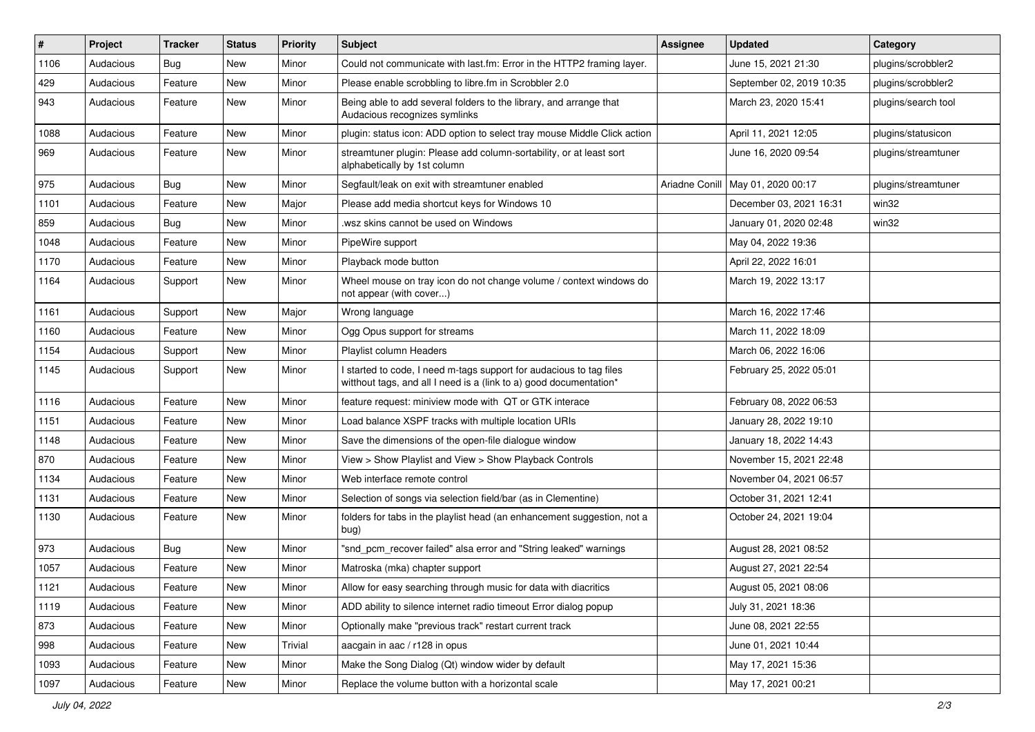| # | Project | Tracker | Status | Priority | Subject | Assignee | Updated | Category |
|---|---|---|---|---|---|---|---|---|
| 1106 | Audacious | Bug | New | Minor | Could not communicate with last.fm: Error in the HTTP2 framing layer. | | June 15, 2021 21:30 | plugins/scrobbler2 |
| 429 | Audacious | Feature | New | Minor | Please enable scrobbling to libre.fm in Scrobbler 2.0 | | September 02, 2019 10:35 | plugins/scrobbler2 |
| 943 | Audacious | Feature | New | Minor | Being able to add several folders to the library, and arrange that Audacious recognizes symlinks | | March 23, 2020 15:41 | plugins/search tool |
| 1088 | Audacious | Feature | New | Minor | plugin: status icon: ADD option to select tray mouse Middle Click action | | April 11, 2021 12:05 | plugins/statusicon |
| 969 | Audacious | Feature | New | Minor | streamtuner plugin: Please add column-sortability, or at least sort alphabetically by 1st column | | June 16, 2020 09:54 | plugins/streamtuner |
| 975 | Audacious | Bug | New | Minor | Segfault/leak on exit with streamtuner enabled | Ariadne Conill | May 01, 2020 00:17 | plugins/streamtuner |
| 1101 | Audacious | Feature | New | Major | Please add media shortcut keys for Windows 10 | | December 03, 2021 16:31 | win32 |
| 859 | Audacious | Bug | New | Minor | .wsz skins cannot be used on Windows | | January 01, 2020 02:48 | win32 |
| 1048 | Audacious | Feature | New | Minor | PipeWire support | | May 04, 2022 19:36 | |
| 1170 | Audacious | Feature | New | Minor | Playback mode button | | April 22, 2022 16:01 | |
| 1164 | Audacious | Support | New | Minor | Wheel mouse on tray icon do not change volume / context windows do not appear (with cover...) | | March 19, 2022 13:17 | |
| 1161 | Audacious | Support | New | Major | Wrong language | | March 16, 2022 17:46 | |
| 1160 | Audacious | Feature | New | Minor | Ogg Opus support for streams | | March 11, 2022 18:09 | |
| 1154 | Audacious | Support | New | Minor | Playlist column Headers | | March 06, 2022 16:06 | |
| 1145 | Audacious | Support | New | Minor | I started to code, I need m-tags support for audacious to tag files witthout tags, and all I need is a (link to a) good documentation* | | February 25, 2022 05:01 | |
| 1116 | Audacious | Feature | New | Minor | feature request: miniview mode with QT or GTK interace | | February 08, 2022 06:53 | |
| 1151 | Audacious | Feature | New | Minor | Load balance XSPF tracks with multiple location URIs | | January 28, 2022 19:10 | |
| 1148 | Audacious | Feature | New | Minor | Save the dimensions of the open-file dialogue window | | January 18, 2022 14:43 | |
| 870 | Audacious | Feature | New | Minor | View > Show Playlist and View > Show Playback Controls | | November 15, 2021 22:48 | |
| 1134 | Audacious | Feature | New | Minor | Web interface remote control | | November 04, 2021 06:57 | |
| 1131 | Audacious | Feature | New | Minor | Selection of songs via selection field/bar (as in Clementine) | | October 31, 2021 12:41 | |
| 1130 | Audacious | Feature | New | Minor | folders for tabs in the playlist head (an enhancement suggestion, not a bug) | | October 24, 2021 19:04 | |
| 973 | Audacious | Bug | New | Minor | "snd_pcm_recover failed" alsa error and "String leaked" warnings | | August 28, 2021 08:52 | |
| 1057 | Audacious | Feature | New | Minor | Matroska (mka) chapter support | | August 27, 2021 22:54 | |
| 1121 | Audacious | Feature | New | Minor | Allow for easy searching through music for data with diacritics | | August 05, 2021 08:06 | |
| 1119 | Audacious | Feature | New | Minor | ADD ability to silence internet radio timeout Error dialog popup | | July 31, 2021 18:36 | |
| 873 | Audacious | Feature | New | Minor | Optionally make "previous track" restart current track | | June 08, 2021 22:55 | |
| 998 | Audacious | Feature | New | Trivial | aacgain in aac / r128 in opus | | June 01, 2021 10:44 | |
| 1093 | Audacious | Feature | New | Minor | Make the Song Dialog (Qt) window wider by default | | May 17, 2021 15:36 | |
| 1097 | Audacious | Feature | New | Minor | Replace the volume button with a horizontal scale | | May 17, 2021 00:21 | |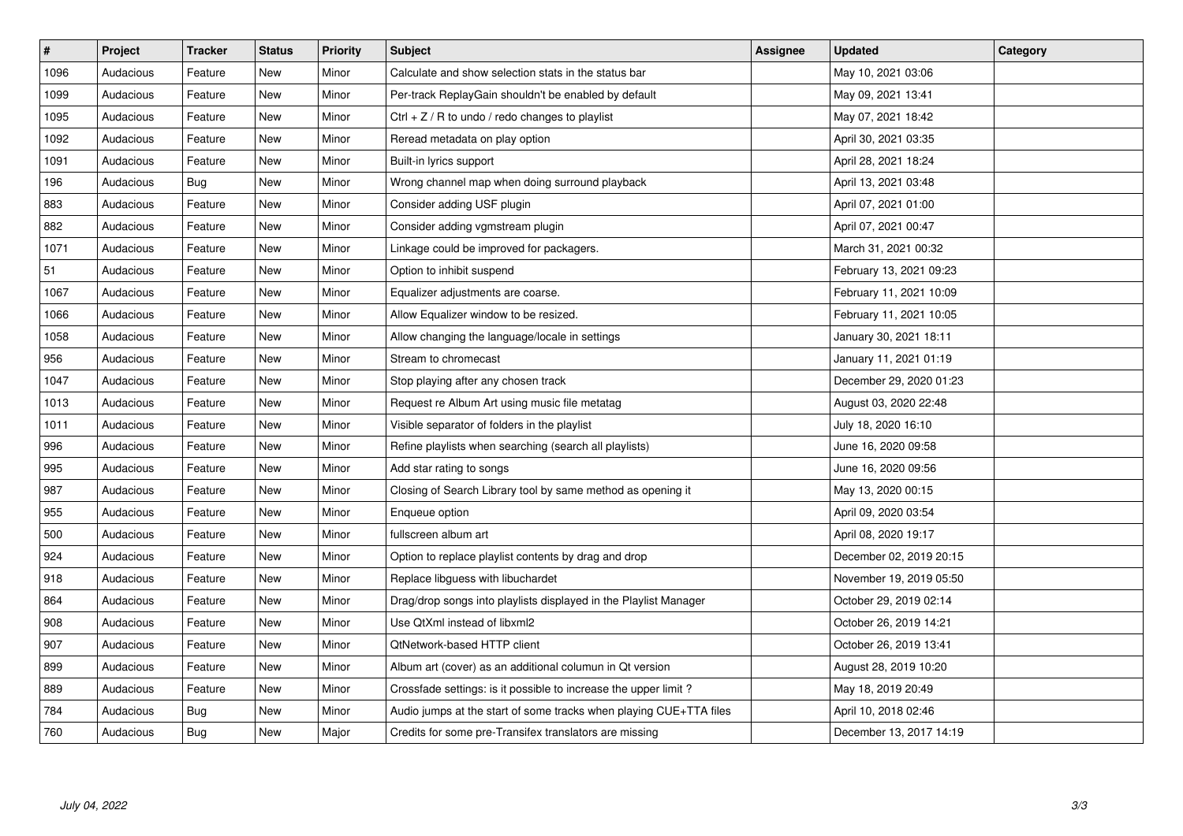| # | Project | Tracker | Status | Priority | Subject | Assignee | Updated | Category |
|---|---|---|---|---|---|---|---|---|
| 1096 | Audacious | Feature | New | Minor | Calculate and show selection stats in the status bar | | May 10, 2021 03:06 | |
| 1099 | Audacious | Feature | New | Minor | Per-track ReplayGain shouldn't be enabled by default | | May 09, 2021 13:41 | |
| 1095 | Audacious | Feature | New | Minor | Ctrl + Z / R to undo / redo changes to playlist | | May 07, 2021 18:42 | |
| 1092 | Audacious | Feature | New | Minor | Reread metadata on play option | | April 30, 2021 03:35 | |
| 1091 | Audacious | Feature | New | Minor | Built-in lyrics support | | April 28, 2021 18:24 | |
| 196 | Audacious | Bug | New | Minor | Wrong channel map when doing surround playback | | April 13, 2021 03:48 | |
| 883 | Audacious | Feature | New | Minor | Consider adding USF plugin | | April 07, 2021 01:00 | |
| 882 | Audacious | Feature | New | Minor | Consider adding vgmstream plugin | | April 07, 2021 00:47 | |
| 1071 | Audacious | Feature | New | Minor | Linkage could be improved for packagers. | | March 31, 2021 00:32 | |
| 51 | Audacious | Feature | New | Minor | Option to inhibit suspend | | February 13, 2021 09:23 | |
| 1067 | Audacious | Feature | New | Minor | Equalizer adjustments are coarse. | | February 11, 2021 10:09 | |
| 1066 | Audacious | Feature | New | Minor | Allow Equalizer window to be resized. | | February 11, 2021 10:05 | |
| 1058 | Audacious | Feature | New | Minor | Allow changing the language/locale in settings | | January 30, 2021 18:11 | |
| 956 | Audacious | Feature | New | Minor | Stream to chromecast | | January 11, 2021 01:19 | |
| 1047 | Audacious | Feature | New | Minor | Stop playing after any chosen track | | December 29, 2020 01:23 | |
| 1013 | Audacious | Feature | New | Minor | Request re Album Art using music file metatag | | August 03, 2020 22:48 | |
| 1011 | Audacious | Feature | New | Minor | Visible separator of folders in the playlist | | July 18, 2020 16:10 | |
| 996 | Audacious | Feature | New | Minor | Refine playlists when searching (search all playlists) | | June 16, 2020 09:58 | |
| 995 | Audacious | Feature | New | Minor | Add star rating to songs | | June 16, 2020 09:56 | |
| 987 | Audacious | Feature | New | Minor | Closing of Search Library tool by same method as opening it | | May 13, 2020 00:15 | |
| 955 | Audacious | Feature | New | Minor | Enqueue option | | April 09, 2020 03:54 | |
| 500 | Audacious | Feature | New | Minor | fullscreen album art | | April 08, 2020 19:17 | |
| 924 | Audacious | Feature | New | Minor | Option to replace playlist contents by drag and drop | | December 02, 2019 20:15 | |
| 918 | Audacious | Feature | New | Minor | Replace libguess with libuchardet | | November 19, 2019 05:50 | |
| 864 | Audacious | Feature | New | Minor | Drag/drop songs into playlists displayed in the Playlist Manager | | October 29, 2019 02:14 | |
| 908 | Audacious | Feature | New | Minor | Use QtXml instead of libxml2 | | October 26, 2019 14:21 | |
| 907 | Audacious | Feature | New | Minor | QtNetwork-based HTTP client | | October 26, 2019 13:41 | |
| 899 | Audacious | Feature | New | Minor | Album art (cover) as an additional columun in Qt version | | August 28, 2019 10:20 | |
| 889 | Audacious | Feature | New | Minor | Crossfade settings: is it possible to increase the upper limit ? | | May 18, 2019 20:49 | |
| 784 | Audacious | Bug | New | Minor | Audio jumps at the start of some tracks when playing CUE+TTA files | | April 10, 2018 02:46 | |
| 760 | Audacious | Bug | New | Major | Credits for some pre-Transifex translators are missing | | December 13, 2017 14:19 | |

*July 04, 2022*